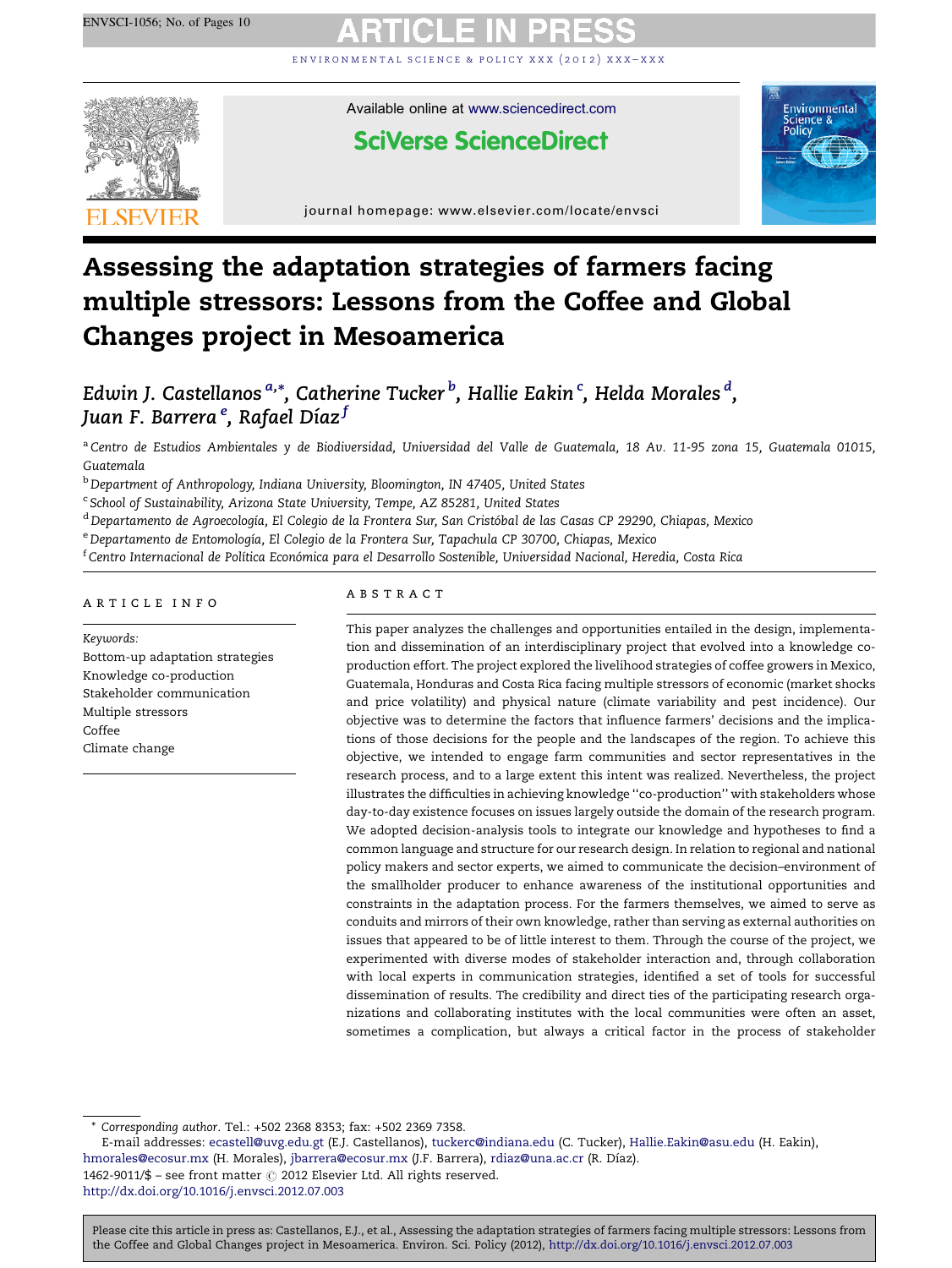# Assessing the adaptation strategies of farmers facing multiple stressors: Lessons from the Coffee and Global Changes project in Mesoamerica

*Edwin J. Castellanos* [a,*], *Catherine Tucker* [b], *Hallie Eakin* [c], *Helda Morales* [d], *Juan F. Barrera* [e], *Rafael Díaz* [f]

[a] Centro de Estudios Ambientales y de Biodiversidad, Universidad del Valle de Guatemala, 18 Av. 11-95 zona 15, Guatemala 01015, Guatemala

[b] Department of Anthropology, Indiana University, Bloomington, IN 47405, United States

[c] School of Sustainability, Arizona State University, Tempe, AZ 85281, United States

[d] Departamento de Agroecología, El Colegio de la Frontera Sur, San Cristóbal de las Casas CP 29290, Chiapas, Mexico

[e] Departamento de Entomología, El Colegio de la Frontera Sur, Tapachula CP 30700, Chiapas, Mexico

[f] Centro Internacional de Política Económica para el Desarrollo Sostenible, Universidad Nacional, Heredia, Costa Rica

## ARTICLE INFO

*Keywords:*
Bottom-up adaptation strategies
Knowledge co-production
Stakeholder communication
Multiple stressors
Coffee
Climate change

## ABSTRACT

This paper analyzes the challenges and opportunities entailed in the design, implementation and dissemination of an interdisciplinary project that evolved into a knowledge co-production effort. The project explored the livelihood strategies of coffee growers in Mexico, Guatemala, Honduras and Costa Rica facing multiple stressors of economic (market shocks and price volatility) and physical nature (climate variability and pest incidence). Our objective was to determine the factors that influence farmers' decisions and the implications of those decisions for the people and the landscapes of the region. To achieve this objective, we intended to engage farm communities and sector representatives in the research process, and to a large extent this intent was realized. Nevertheless, the project illustrates the difficulties in achieving knowledge "co-production" with stakeholders whose day-to-day existence focuses on issues largely outside the domain of the research program. We adopted decision-analysis tools to integrate our knowledge and hypotheses to find a common language and structure for our research design. In relation to regional and national policy makers and sector experts, we aimed to communicate the decision–environment of the smallholder producer to enhance awareness of the institutional opportunities and constraints in the adaptation process. For the farmers themselves, we aimed to serve as conduits and mirrors of their own knowledge, rather than serving as external authorities on issues that appeared to be of little interest to them. Through the course of the project, we experimented with diverse modes of stakeholder interaction and, through collaboration with local experts in communication strategies, identified a set of tools for successful dissemination of results. The credibility and direct ties of the participating research organizations and collaborating institutes with the local communities were often an asset, sometimes a complication, but always a critical factor in the process of stakeholder

---

\* *Corresponding author*. Tel.: +502 2368 8353; fax: +502 2369 7358.
E-mail addresses: ecastell@uvg.edu.gt (E.J. Castellanos), tuckerc@indiana.edu (C. Tucker), Hallie.Eakin@asu.edu (H. Eakin), hmorales@ecosur.mx (H. Morales), jbarrera@ecosur.mx (J.F. Barrera), rdiaz@una.ac.cr (R. Díaz).
1462-9011/$ – see front matter © 2012 Elsevier Ltd. All rights reserved.
http://dx.doi.org/10.1016/j.envsci.2012.07.003

Please cite this article in press as: Castellanos, E.J., et al., Assessing the adaptation strategies of farmers facing multiple stressors: Lessons from the Coffee and Global Changes project in Mesoamerica. Environ. Sci. Policy (2012), http://dx.doi.org/10.1016/j.envsci.2012.07.003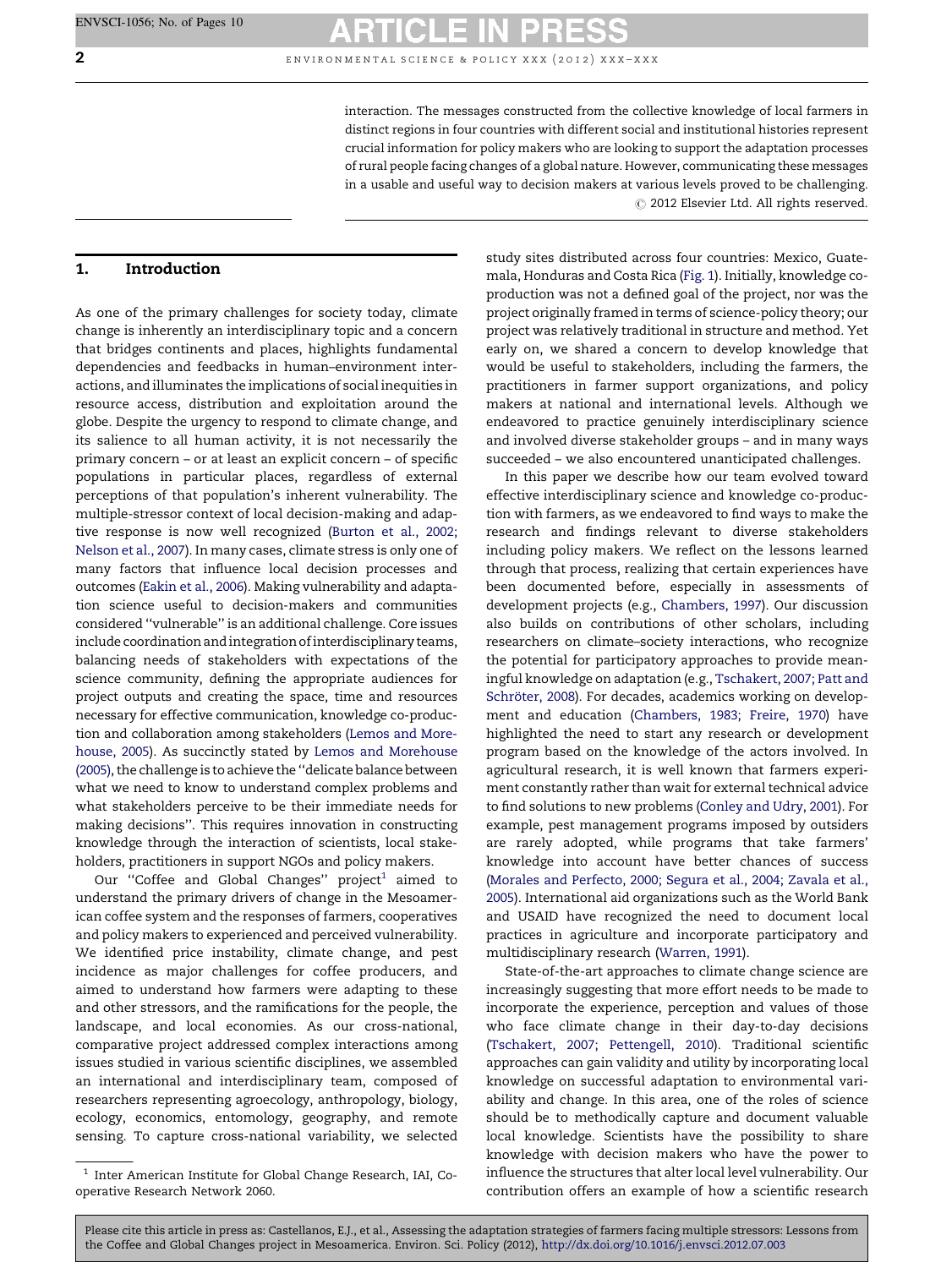interaction. The messages constructed from the collective knowledge of local farmers in distinct regions in four countries with different social and institutional histories represent crucial information for policy makers who are looking to support the adaptation processes of rural people facing changes of a global nature. However, communicating these messages in a usable and useful way to decision makers at various levels proved to be challenging.

© 2012 Elsevier Ltd. All rights reserved.

## 1. Introduction

As one of the primary challenges for society today, climate change is inherently an interdisciplinary topic and a concern that bridges continents and places, highlights fundamental dependencies and feedbacks in human–environment interactions, and illuminates the implications of social inequities in resource access, distribution and exploitation around the globe. Despite the urgency to respond to climate change, and its salience to all human activity, it is not necessarily the primary concern – or at least an explicit concern – of specific populations in particular places, regardless of external perceptions of that population's inherent vulnerability. The multiple-stressor context of local decision-making and adaptive response is now well recognized (Burton et al., 2002; Nelson et al., 2007). In many cases, climate stress is only one of many factors that influence local decision processes and outcomes (Eakin et al., 2006). Making vulnerability and adaptation science useful to decision-makers and communities considered "vulnerable" is an additional challenge. Core issues include coordination and integration of interdisciplinary teams, balancing needs of stakeholders with expectations of the science community, defining the appropriate audiences for project outputs and creating the space, time and resources necessary for effective communication, knowledge co-production and collaboration among stakeholders (Lemos and Morehouse, 2005). As succinctly stated by Lemos and Morehouse (2005), the challenge is to achieve the "delicate balance between what we need to know to understand complex problems and what stakeholders perceive to be their immediate needs for making decisions". This requires innovation in constructing knowledge through the interaction of scientists, local stakeholders, practitioners in support NGOs and policy makers.

Our "Coffee and Global Changes" project[1] aimed to understand the primary drivers of change in the Mesoamerican coffee system and the responses of farmers, cooperatives and policy makers to experienced and perceived vulnerability. We identified price instability, climate change, and pest incidence as major challenges for coffee producers, and aimed to understand how farmers were adapting to these and other stressors, and the ramifications for the people, the landscape, and local economies. As our cross-national, comparative project addressed complex interactions among issues studied in various scientific disciplines, we assembled an international and interdisciplinary team, composed of researchers representing agroecology, anthropology, biology, ecology, economics, entomology, geography, and remote sensing. To capture cross-national variability, we selected study sites distributed across four countries: Mexico, Guatemala, Honduras and Costa Rica (Fig. 1). Initially, knowledge co-production was not a defined goal of the project, nor was the project originally framed in terms of science-policy theory; our project was relatively traditional in structure and method. Yet early on, we shared a concern to develop knowledge that would be useful to stakeholders, including the farmers, the practitioners in farmer support organizations, and policy makers at national and international levels. Although we endeavored to practice genuinely interdisciplinary science and involved diverse stakeholder groups – and in many ways succeeded – we also encountered unanticipated challenges.

In this paper we describe how our team evolved toward effective interdisciplinary science and knowledge co-production with farmers, as we endeavored to find ways to make the research and findings relevant to diverse stakeholders including policy makers. We reflect on the lessons learned through that process, realizing that certain experiences have been documented before, especially in assessments of development projects (e.g., Chambers, 1997). Our discussion also builds on contributions of other scholars, including researchers on climate–society interactions, who recognize the potential for participatory approaches to provide meaningful knowledge on adaptation (e.g., Tschakert, 2007; Patt and Schröter, 2008). For decades, academics working on development and education (Chambers, 1983; Freire, 1970) have highlighted the need to start any research or development program based on the knowledge of the actors involved. In agricultural research, it is well known that farmers experiment constantly rather than wait for external technical advice to find solutions to new problems (Conley and Udry, 2001). For example, pest management programs imposed by outsiders are rarely adopted, while programs that take farmers' knowledge into account have better chances of success (Morales and Perfecto, 2000; Segura et al., 2004; Zavala et al., 2005). International aid organizations such as the World Bank and USAID have recognized the need to document local practices in agriculture and incorporate participatory and multidisciplinary research (Warren, 1991).

State-of-the-art approaches to climate change science are increasingly suggesting that more effort needs to be made to incorporate the experience, perception and values of those who face climate change in their day-to-day decisions (Tschakert, 2007; Pettengell, 2010). Traditional scientific approaches can gain validity and utility by incorporating local knowledge on successful adaptation to environmental variability and change. In this area, one of the roles of science should be to methodically capture and document valuable local knowledge. Scientists have the possibility to share knowledge with decision makers who have the power to influence the structures that alter local level vulnerability. Our contribution offers an example of how a scientific research

[1] Inter American Institute for Global Change Research, IAI, Cooperative Research Network 2060.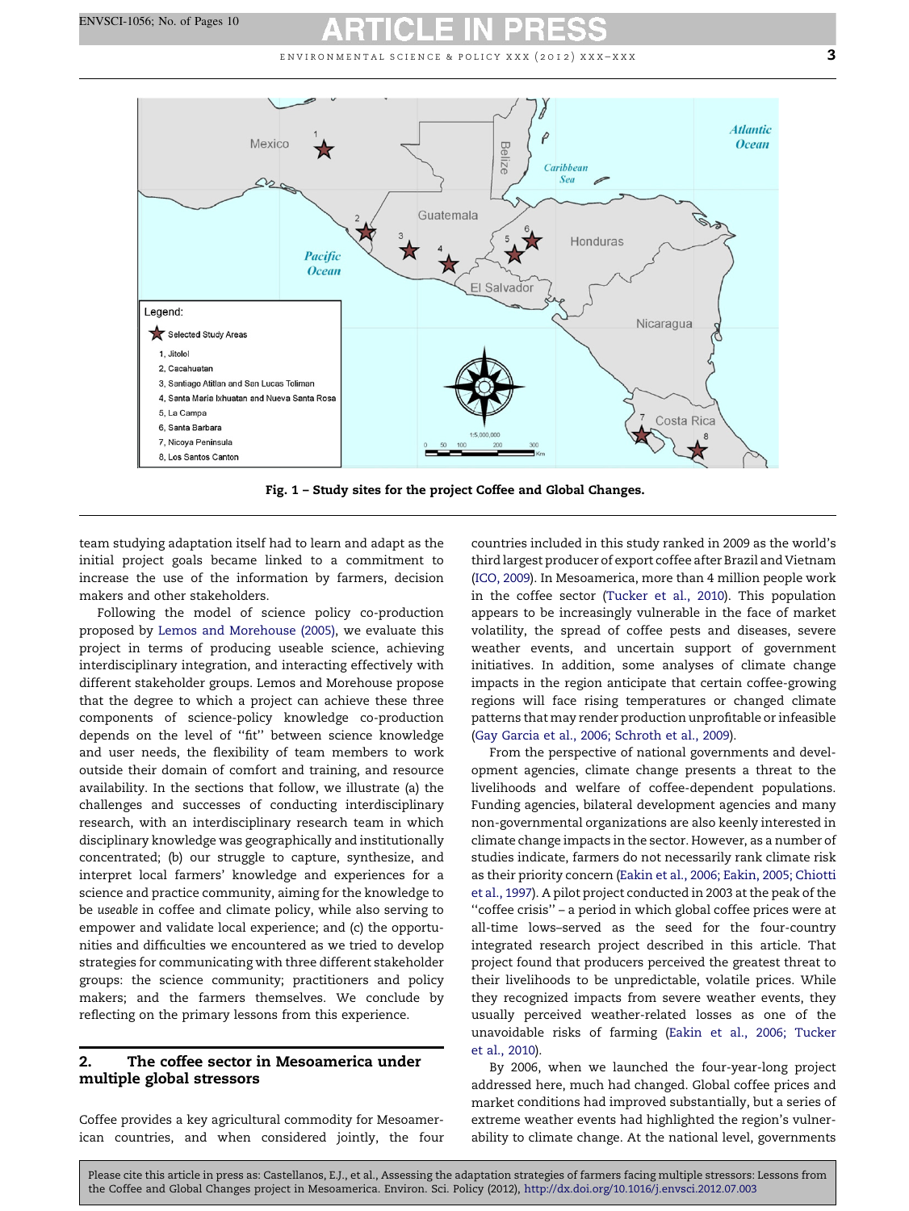Fig. 1 – Study sites for the project Coffee and Global Changes.

team studying adaptation itself had to learn and adapt as the initial project goals became linked to a commitment to increase the use of the information by farmers, decision makers and other stakeholders.

Following the model of science policy co-production proposed by Lemos and Morehouse (2005), we evaluate this project in terms of producing useable science, achieving interdisciplinary integration, and interacting effectively with different stakeholder groups. Lemos and Morehouse propose that the degree to which a project can achieve these three components of science-policy knowledge co-production depends on the level of ''fit'' between science knowledge and user needs, the flexibility of team members to work outside their domain of comfort and training, and resource availability. In the sections that follow, we illustrate (a) the challenges and successes of conducting interdisciplinary research, with an interdisciplinary research team in which disciplinary knowledge was geographically and institutionally concentrated; (b) our struggle to capture, synthesize, and interpret local farmers' knowledge and experiences for a science and practice community, aiming for the knowledge to be *useable* in coffee and climate policy, while also serving to empower and validate local experience; and (c) the opportunities and difficulties we encountered as we tried to develop strategies for communicating with three different stakeholder groups: the science community; practitioners and policy makers; and the farmers themselves. We conclude by reflecting on the primary lessons from this experience.

## 2. The coffee sector in Mesoamerica under multiple global stressors

Coffee provides a key agricultural commodity for Mesoamerican countries, and when considered jointly, the four countries included in this study ranked in 2009 as the world's third largest producer of export coffee after Brazil and Vietnam (ICO, 2009). In Mesoamerica, more than 4 million people work in the coffee sector (Tucker et al., 2010). This population appears to be increasingly vulnerable in the face of market volatility, the spread of coffee pests and diseases, severe weather events, and uncertain support of government initiatives. In addition, some analyses of climate change impacts in the region anticipate that certain coffee-growing regions will face rising temperatures or changed climate patterns that may render production unprofitable or infeasible (Gay Garcia et al., 2006; Schroth et al., 2009).

From the perspective of national governments and development agencies, climate change presents a threat to the livelihoods and welfare of coffee-dependent populations. Funding agencies, bilateral development agencies and many non-governmental organizations are also keenly interested in climate change impacts in the sector. However, as a number of studies indicate, farmers do not necessarily rank climate risk as their priority concern (Eakin et al., 2006; Eakin, 2005; Chiotti et al., 1997). A pilot project conducted in 2003 at the peak of the ''coffee crisis'' – a period in which global coffee prices were at all-time lows–served as the seed for the four-country integrated research project described in this article. That project found that producers perceived the greatest threat to their livelihoods to be unpredictable, volatile prices. While they recognized impacts from severe weather events, they usually perceived weather-related losses as one of the unavoidable risks of farming (Eakin et al., 2006; Tucker et al., 2010).

By 2006, when we launched the four-year-long project addressed here, much had changed. Global coffee prices and market conditions had improved substantially, but a series of extreme weather events had highlighted the region's vulnerability to climate change. At the national level, governments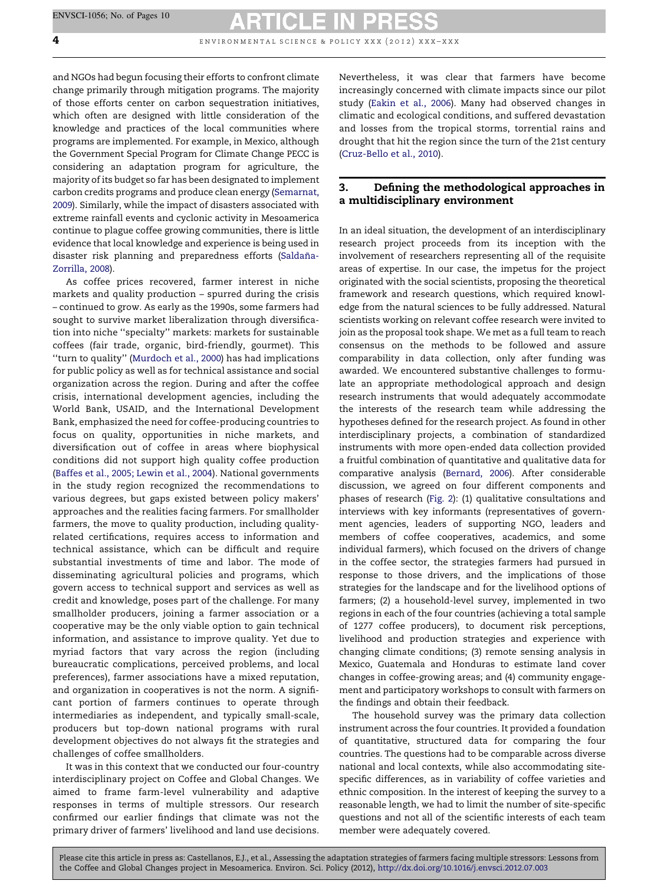and NGOs had begun focusing their efforts to confront climate change primarily through mitigation programs. The majority of those efforts center on carbon sequestration initiatives, which often are designed with little consideration of the knowledge and practices of the local communities where programs are implemented. For example, in Mexico, although the Government Special Program for Climate Change PECC is considering an adaptation program for agriculture, the majority of its budget so far has been designated to implement carbon credits programs and produce clean energy (Semarnat, 2009). Similarly, while the impact of disasters associated with extreme rainfall events and cyclonic activity in Mesoamerica continue to plague coffee growing communities, there is little evidence that local knowledge and experience is being used in disaster risk planning and preparedness efforts (Saldaña-Zorrilla, 2008).

As coffee prices recovered, farmer interest in niche markets and quality production – spurred during the crisis – continued to grow. As early as the 1990s, some farmers had sought to survive market liberalization through diversification into niche ''specialty'' markets: markets for sustainable coffees (fair trade, organic, bird-friendly, gourmet). This ''turn to quality'' (Murdoch et al., 2000) has had implications for public policy as well as for technical assistance and social organization across the region. During and after the coffee crisis, international development agencies, including the World Bank, USAID, and the International Development Bank, emphasized the need for coffee-producing countries to focus on quality, opportunities in niche markets, and diversification out of coffee in areas where biophysical conditions did not support high quality coffee production (Baffes et al., 2005; Lewin et al., 2004). National governments in the study region recognized the recommendations to various degrees, but gaps existed between policy makers' approaches and the realities facing farmers. For smallholder farmers, the move to quality production, including quality-related certifications, requires access to information and technical assistance, which can be difficult and require substantial investments of time and labor. The mode of disseminating agricultural policies and programs, which govern access to technical support and services as well as credit and knowledge, poses part of the challenge. For many smallholder producers, joining a farmer association or a cooperative may be the only viable option to gain technical information, and assistance to improve quality. Yet due to myriad factors that vary across the region (including bureaucratic complications, perceived problems, and local preferences), farmer associations have a mixed reputation, and organization in cooperatives is not the norm. A significant portion of farmers continues to operate through intermediaries as independent, and typically small-scale, producers but top-down national programs with rural development objectives do not always fit the strategies and challenges of coffee smallholders.

It was in this context that we conducted our four-country interdisciplinary project on Coffee and Global Changes. We aimed to frame farm-level vulnerability and adaptive responses in terms of multiple stressors. Our research confirmed our earlier findings that climate was not the primary driver of farmers' livelihood and land use decisions. Nevertheless, it was clear that farmers have become increasingly concerned with climate impacts since our pilot study (Eakin et al., 2006). Many had observed changes in climatic and ecological conditions, and suffered devastation and losses from the tropical storms, torrential rains and drought that hit the region since the turn of the 21st century (Cruz-Bello et al., 2010).

## 3. Defining the methodological approaches in a multidisciplinary environment

In an ideal situation, the development of an interdisciplinary research project proceeds from its inception with the involvement of researchers representing all of the requisite areas of expertise. In our case, the impetus for the project originated with the social scientists, proposing the theoretical framework and research questions, which required knowledge from the natural sciences to be fully addressed. Natural scientists working on relevant coffee research were invited to join as the proposal took shape. We met as a full team to reach consensus on the methods to be followed and assure comparability in data collection, only after funding was awarded. We encountered substantive challenges to formulate an appropriate methodological approach and design research instruments that would adequately accommodate the interests of the research team while addressing the hypotheses defined for the research project. As found in other interdisciplinary projects, a combination of standardized instruments with more open-ended data collection provided a fruitful combination of quantitative and qualitative data for comparative analysis (Bernard, 2006). After considerable discussion, we agreed on four different components and phases of research (Fig. 2): (1) qualitative consultations and interviews with key informants (representatives of government agencies, leaders of supporting NGO, leaders and members of coffee cooperatives, academics, and some individual farmers), which focused on the drivers of change in the coffee sector, the strategies farmers had pursued in response to those drivers, and the implications of those strategies for the landscape and for the livelihood options of farmers; (2) a household-level survey, implemented in two regions in each of the four countries (achieving a total sample of 1277 coffee producers), to document risk perceptions, livelihood and production strategies and experience with changing climate conditions; (3) remote sensing analysis in Mexico, Guatemala and Honduras to estimate land cover changes in coffee-growing areas; and (4) community engagement and participatory workshops to consult with farmers on the findings and obtain their feedback.

The household survey was the primary data collection instrument across the four countries. It provided a foundation of quantitative, structured data for comparing the four countries. The questions had to be comparable across diverse national and local contexts, while also accommodating site-specific differences, as in variability of coffee varieties and ethnic composition. In the interest of keeping the survey to a reasonable length, we had to limit the number of site-specific questions and not all of the scientific interests of each team member were adequately covered.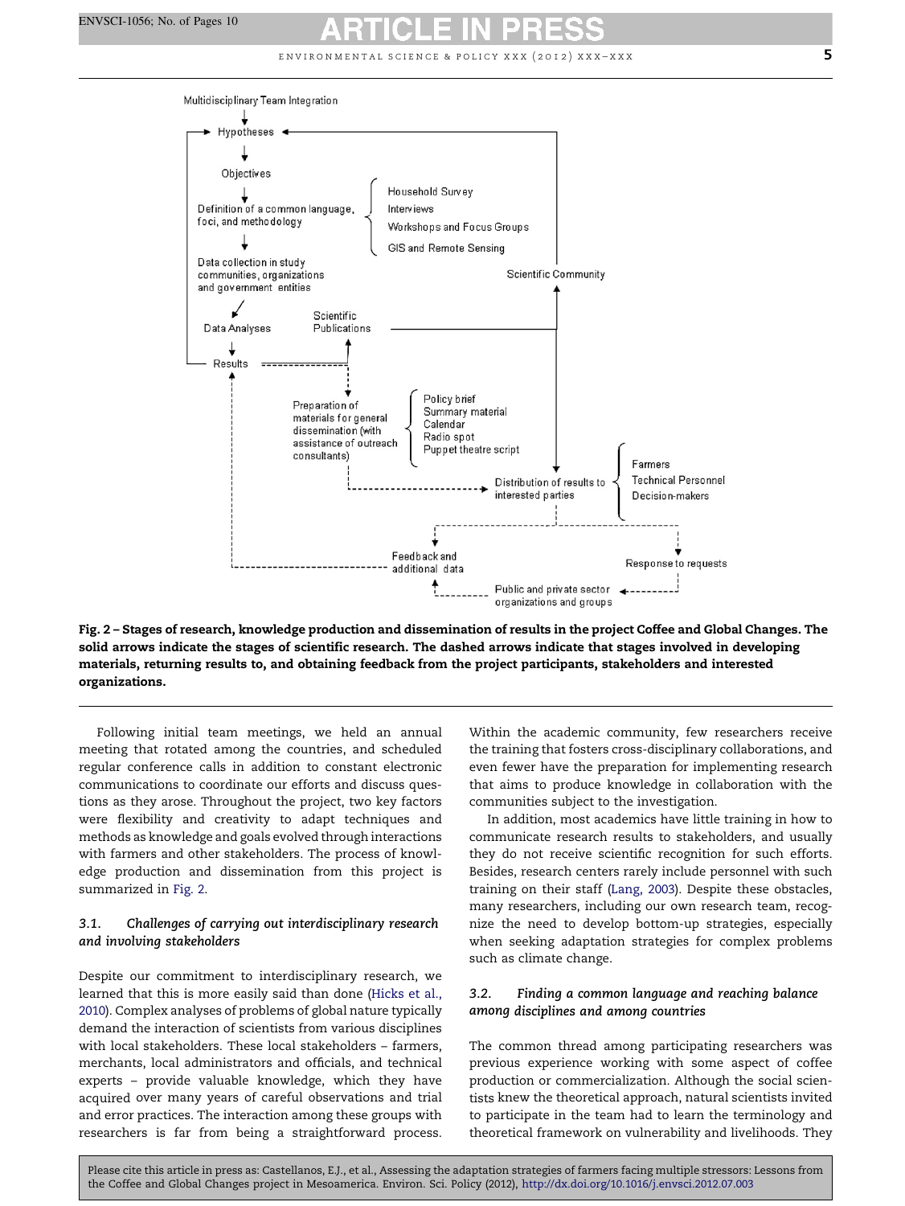Fig. 2 – Stages of research, knowledge production and dissemination of results in the project Coffee and Global Changes. The solid arrows indicate the stages of scientific research. The dashed arrows indicate that stages involved in developing materials, returning results to, and obtaining feedback from the project participants, stakeholders and interested organizations.

Following initial team meetings, we held an annual meeting that rotated among the countries, and scheduled regular conference calls in addition to constant electronic communications to coordinate our efforts and discuss questions as they arose. Throughout the project, two key factors were flexibility and creativity to adapt techniques and methods as knowledge and goals evolved through interactions with farmers and other stakeholders. The process of knowledge production and dissemination from this project is summarized in Fig. 2.

### 3.1. Challenges of carrying out interdisciplinary research and involving stakeholders

Despite our commitment to interdisciplinary research, we learned that this is more easily said than done (Hicks et al., 2010). Complex analyses of problems of global nature typically demand the interaction of scientists from various disciplines with local stakeholders. These local stakeholders – farmers, merchants, local administrators and officials, and technical experts – provide valuable knowledge, which they have acquired over many years of careful observations and trial and error practices. The interaction among these groups with researchers is far from being a straightforward process. Within the academic community, few researchers receive the training that fosters cross-disciplinary collaborations, and even fewer have the preparation for implementing research that aims to produce knowledge in collaboration with the communities subject to the investigation.

In addition, most academics have little training in how to communicate research results to stakeholders, and usually they do not receive scientific recognition for such efforts. Besides, research centers rarely include personnel with such training on their staff (Lang, 2003). Despite these obstacles, many researchers, including our own research team, recognize the need to develop bottom-up strategies, especially when seeking adaptation strategies for complex problems such as climate change.

### 3.2. Finding a common language and reaching balance among disciplines and among countries

The common thread among participating researchers was previous experience working with some aspect of coffee production or commercialization. Although the social scientists knew the theoretical approach, natural scientists invited to participate in the team had to learn the terminology and theoretical framework on vulnerability and livelihoods. They

Please cite this article in press as: Castellanos, E.J., et al., Assessing the adaptation strategies of farmers facing multiple stressors: Lessons from the Coffee and Global Changes project in Mesoamerica. Environ. Sci. Policy (2012), http://dx.doi.org/10.1016/j.envsci.2012.07.003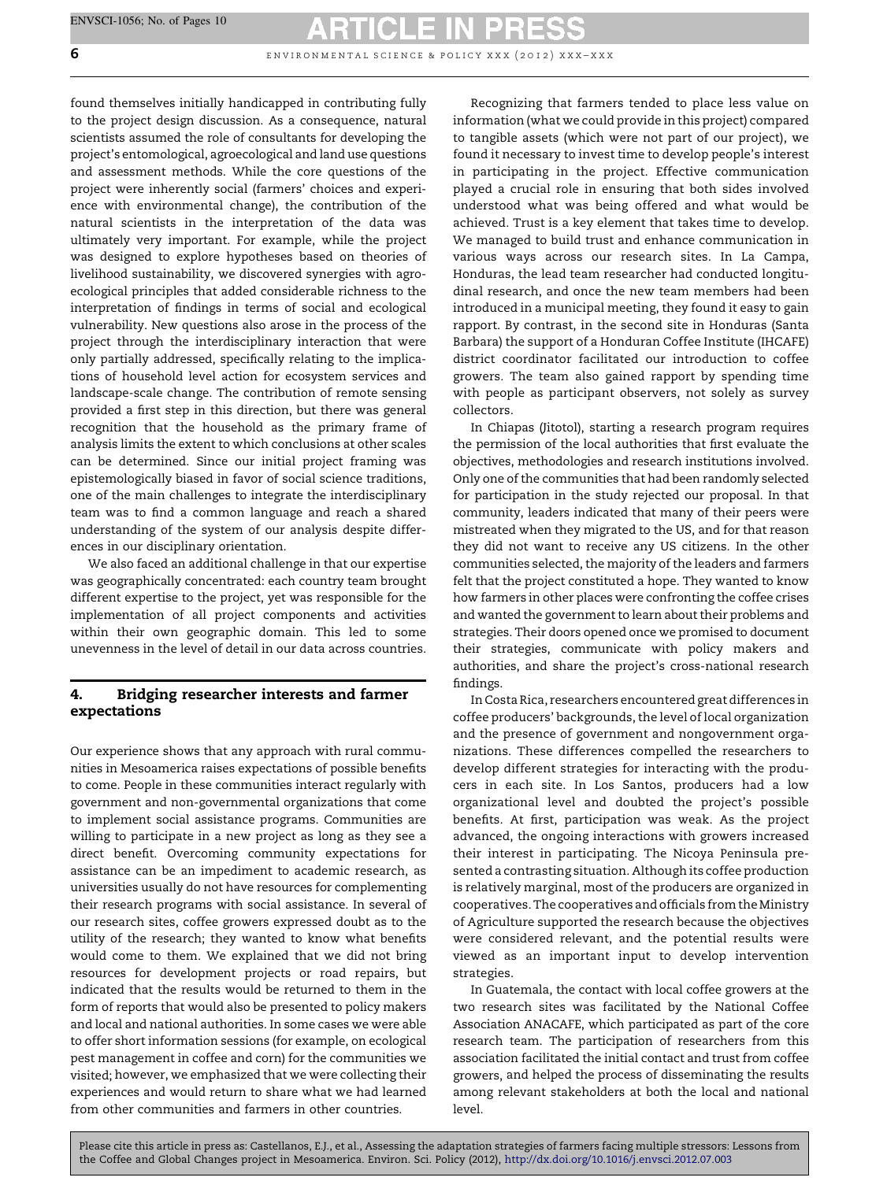found themselves initially handicapped in contributing fully to the project design discussion. As a consequence, natural scientists assumed the role of consultants for developing the project's entomological, agroecological and land use questions and assessment methods. While the core questions of the project were inherently social (farmers' choices and experience with environmental change), the contribution of the natural scientists in the interpretation of the data was ultimately very important. For example, while the project was designed to explore hypotheses based on theories of livelihood sustainability, we discovered synergies with agroecological principles that added considerable richness to the interpretation of findings in terms of social and ecological vulnerability. New questions also arose in the process of the project through the interdisciplinary interaction that were only partially addressed, specifically relating to the implications of household level action for ecosystem services and landscape-scale change. The contribution of remote sensing provided a first step in this direction, but there was general recognition that the household as the primary frame of analysis limits the extent to which conclusions at other scales can be determined. Since our initial project framing was epistemologically biased in favor of social science traditions, one of the main challenges to integrate the interdisciplinary team was to find a common language and reach a shared understanding of the system of our analysis despite differences in our disciplinary orientation.

We also faced an additional challenge in that our expertise was geographically concentrated: each country team brought different expertise to the project, yet was responsible for the implementation of all project components and activities within their own geographic domain. This led to some unevenness in the level of detail in our data across countries.

## 4. Bridging researcher interests and farmer expectations

Our experience shows that any approach with rural communities in Mesoamerica raises expectations of possible benefits to come. People in these communities interact regularly with government and non-governmental organizations that come to implement social assistance programs. Communities are willing to participate in a new project as long as they see a direct benefit. Overcoming community expectations for assistance can be an impediment to academic research, as universities usually do not have resources for complementing their research programs with social assistance. In several of our research sites, coffee growers expressed doubt as to the utility of the research; they wanted to know what benefits would come to them. We explained that we did not bring resources for development projects or road repairs, but indicated that the results would be returned to them in the form of reports that would also be presented to policy makers and local and national authorities. In some cases we were able to offer short information sessions (for example, on ecological pest management in coffee and corn) for the communities we visited; however, we emphasized that we were collecting their experiences and would return to share what we had learned from other communities and farmers in other countries.

Recognizing that farmers tended to place less value on information (what we could provide in this project) compared to tangible assets (which were not part of our project), we found it necessary to invest time to develop people's interest in participating in the project. Effective communication played a crucial role in ensuring that both sides involved understood what was being offered and what would be achieved. Trust is a key element that takes time to develop. We managed to build trust and enhance communication in various ways across our research sites. In La Campa, Honduras, the lead team researcher had conducted longitudinal research, and once the new team members had been introduced in a municipal meeting, they found it easy to gain rapport. By contrast, in the second site in Honduras (Santa Barbara) the support of a Honduran Coffee Institute (IHCAFE) district coordinator facilitated our introduction to coffee growers. The team also gained rapport by spending time with people as participant observers, not solely as survey collectors.

In Chiapas (Jitotol), starting a research program requires the permission of the local authorities that first evaluate the objectives, methodologies and research institutions involved. Only one of the communities that had been randomly selected for participation in the study rejected our proposal. In that community, leaders indicated that many of their peers were mistreated when they migrated to the US, and for that reason they did not want to receive any US citizens. In the other communities selected, the majority of the leaders and farmers felt that the project constituted a hope. They wanted to know how farmers in other places were confronting the coffee crises and wanted the government to learn about their problems and strategies. Their doors opened once we promised to document their strategies, communicate with policy makers and authorities, and share the project's cross-national research findings.

In Costa Rica, researchers encountered great differences in coffee producers' backgrounds, the level of local organization and the presence of government and nongovernment organizations. These differences compelled the researchers to develop different strategies for interacting with the producers in each site. In Los Santos, producers had a low organizational level and doubted the project's possible benefits. At first, participation was weak. As the project advanced, the ongoing interactions with growers increased their interest in participating. The Nicoya Peninsula presented a contrasting situation. Although its coffee production is relatively marginal, most of the producers are organized in cooperatives. The cooperatives and officials from the Ministry of Agriculture supported the research because the objectives were considered relevant, and the potential results were viewed as an important input to develop intervention strategies.

In Guatemala, the contact with local coffee growers at the two research sites was facilitated by the National Coffee Association ANACAFE, which participated as part of the core research team. The participation of researchers from this association facilitated the initial contact and trust from coffee growers, and helped the process of disseminating the results among relevant stakeholders at both the local and national level.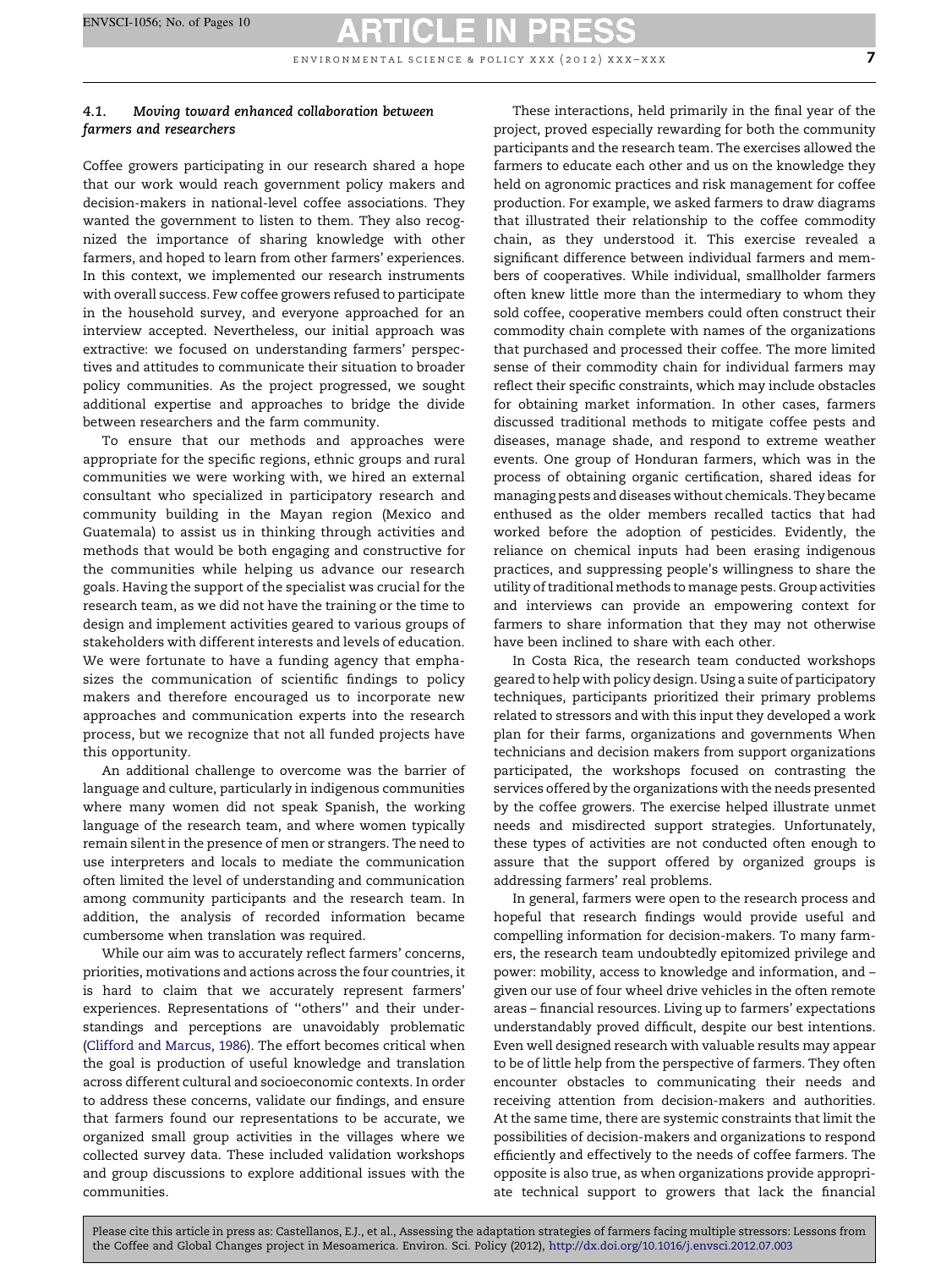### 4.1. *Moving toward enhanced collaboration between farmers and researchers*

Coffee growers participating in our research shared a hope that our work would reach government policy makers and decision-makers in national-level coffee associations. They wanted the government to listen to them. They also recognized the importance of sharing knowledge with other farmers, and hoped to learn from other farmers' experiences. In this context, we implemented our research instruments with overall success. Few coffee growers refused to participate in the household survey, and everyone approached for an interview accepted. Nevertheless, our initial approach was extractive: we focused on understanding farmers' perspectives and attitudes to communicate their situation to broader policy communities. As the project progressed, we sought additional expertise and approaches to bridge the divide between researchers and the farm community.

To ensure that our methods and approaches were appropriate for the specific regions, ethnic groups and rural communities we were working with, we hired an external consultant who specialized in participatory research and community building in the Mayan region (Mexico and Guatemala) to assist us in thinking through activities and methods that would be both engaging and constructive for the communities while helping us advance our research goals. Having the support of the specialist was crucial for the research team, as we did not have the training or the time to design and implement activities geared to various groups of stakeholders with different interests and levels of education. We were fortunate to have a funding agency that emphasizes the communication of scientific findings to policy makers and therefore encouraged us to incorporate new approaches and communication experts into the research process, but we recognize that not all funded projects have this opportunity.

An additional challenge to overcome was the barrier of language and culture, particularly in indigenous communities where many women did not speak Spanish, the working language of the research team, and where women typically remain silent in the presence of men or strangers. The need to use interpreters and locals to mediate the communication often limited the level of understanding and communication among community participants and the research team. In addition, the analysis of recorded information became cumbersome when translation was required.

While our aim was to accurately reflect farmers' concerns, priorities, motivations and actions across the four countries, it is hard to claim that we accurately represent farmers' experiences. Representations of "others" and their understandings and perceptions are unavoidably problematic (Clifford and Marcus, 1986). The effort becomes critical when the goal is production of useful knowledge and translation across different cultural and socioeconomic contexts. In order to address these concerns, validate our findings, and ensure that farmers found our representations to be accurate, we organized small group activities in the villages where we collected survey data. These included validation workshops and group discussions to explore additional issues with the communities.

These interactions, held primarily in the final year of the project, proved especially rewarding for both the community participants and the research team. The exercises allowed the farmers to educate each other and us on the knowledge they held on agronomic practices and risk management for coffee production. For example, we asked farmers to draw diagrams that illustrated their relationship to the coffee commodity chain, as they understood it. This exercise revealed a significant difference between individual farmers and members of cooperatives. While individual, smallholder farmers often knew little more than the intermediary to whom they sold coffee, cooperative members could often construct their commodity chain complete with names of the organizations that purchased and processed their coffee. The more limited sense of their commodity chain for individual farmers may reflect their specific constraints, which may include obstacles for obtaining market information. In other cases, farmers discussed traditional methods to mitigate coffee pests and diseases, manage shade, and respond to extreme weather events. One group of Honduran farmers, which was in the process of obtaining organic certification, shared ideas for managing pests and diseases without chemicals. They became enthused as the older members recalled tactics that had worked before the adoption of pesticides. Evidently, the reliance on chemical inputs had been erasing indigenous practices, and suppressing people's willingness to share the utility of traditional methods to manage pests. Group activities and interviews can provide an empowering context for farmers to share information that they may not otherwise have been inclined to share with each other.

In Costa Rica, the research team conducted workshops geared to help with policy design. Using a suite of participatory techniques, participants prioritized their primary problems related to stressors and with this input they developed a work plan for their farms, organizations and governments When technicians and decision makers from support organizations participated, the workshops focused on contrasting the services offered by the organizations with the needs presented by the coffee growers. The exercise helped illustrate unmet needs and misdirected support strategies. Unfortunately, these types of activities are not conducted often enough to assure that the support offered by organized groups is addressing farmers' real problems.

In general, farmers were open to the research process and hopeful that research findings would provide useful and compelling information for decision-makers. To many farmers, the research team undoubtedly epitomized privilege and power: mobility, access to knowledge and information, and – given our use of four wheel drive vehicles in the often remote areas – financial resources. Living up to farmers' expectations understandably proved difficult, despite our best intentions. Even well designed research with valuable results may appear to be of little help from the perspective of farmers. They often encounter obstacles to communicating their needs and receiving attention from decision-makers and authorities. At the same time, there are systemic constraints that limit the possibilities of decision-makers and organizations to respond efficiently and effectively to the needs of coffee farmers. The opposite is also true, as when organizations provide appropriate technical support to growers that lack the financial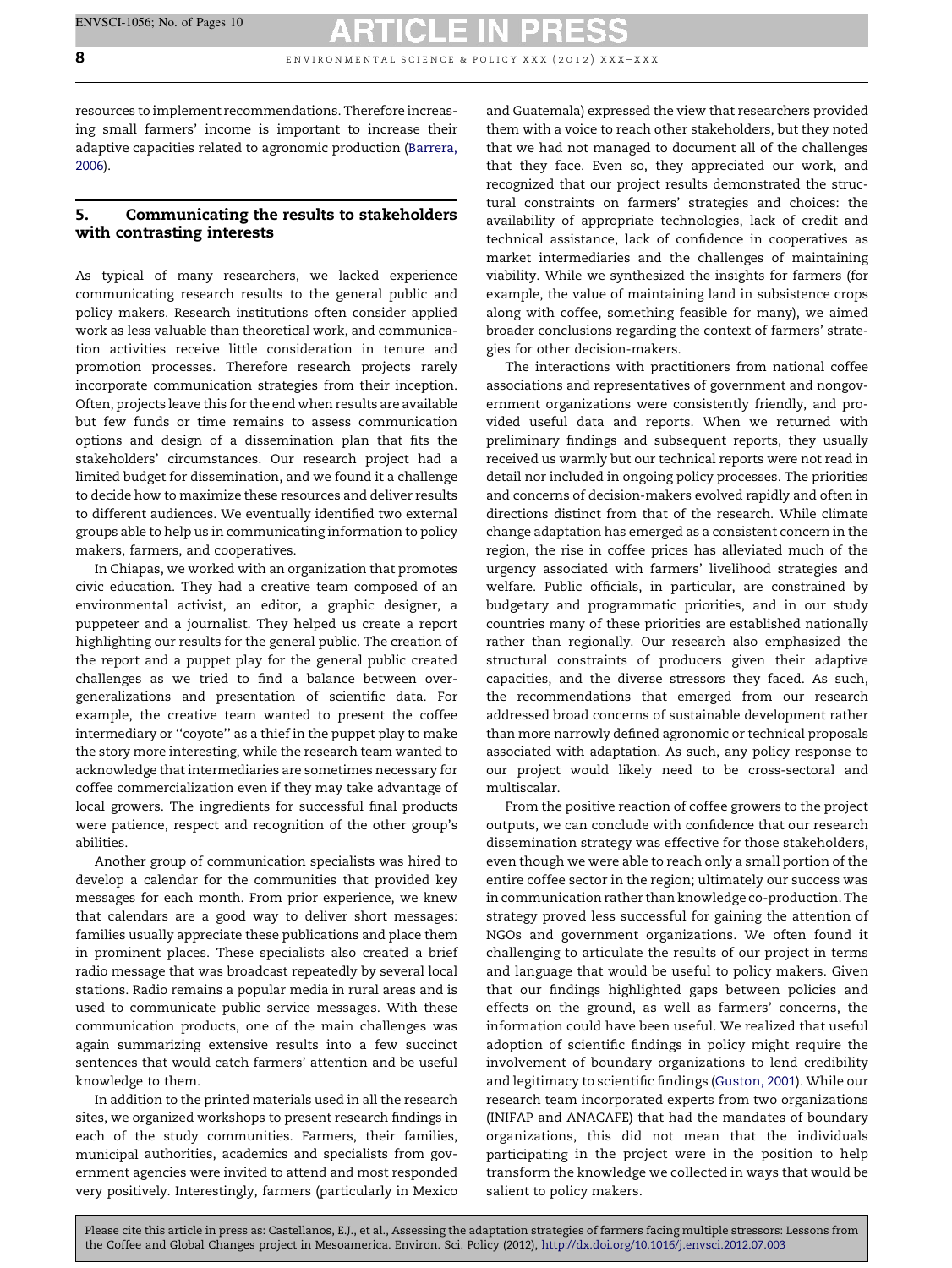resources to implement recommendations. Therefore increasing small farmers' income is important to increase their adaptive capacities related to agronomic production (Barrera, 2006).

## 5. Communicating the results to stakeholders with contrasting interests

As typical of many researchers, we lacked experience communicating research results to the general public and policy makers. Research institutions often consider applied work as less valuable than theoretical work, and communication activities receive little consideration in tenure and promotion processes. Therefore research projects rarely incorporate communication strategies from their inception. Often, projects leave this for the end when results are available but few funds or time remains to assess communication options and design of a dissemination plan that fits the stakeholders' circumstances. Our research project had a limited budget for dissemination, and we found it a challenge to decide how to maximize these resources and deliver results to different audiences. We eventually identified two external groups able to help us in communicating information to policy makers, farmers, and cooperatives.

In Chiapas, we worked with an organization that promotes civic education. They had a creative team composed of an environmental activist, an editor, a graphic designer, a puppeteer and a journalist. They helped us create a report highlighting our results for the general public. The creation of the report and a puppet play for the general public created challenges as we tried to find a balance between overgeneralizations and presentation of scientific data. For example, the creative team wanted to present the coffee intermediary or ''coyote'' as a thief in the puppet play to make the story more interesting, while the research team wanted to acknowledge that intermediaries are sometimes necessary for coffee commercialization even if they may take advantage of local growers. The ingredients for successful final products were patience, respect and recognition of the other group's abilities.

Another group of communication specialists was hired to develop a calendar for the communities that provided key messages for each month. From prior experience, we knew that calendars are a good way to deliver short messages: families usually appreciate these publications and place them in prominent places. These specialists also created a brief radio message that was broadcast repeatedly by several local stations. Radio remains a popular media in rural areas and is used to communicate public service messages. With these communication products, one of the main challenges was again summarizing extensive results into a few succinct sentences that would catch farmers' attention and be useful knowledge to them.

In addition to the printed materials used in all the research sites, we organized workshops to present research findings in each of the study communities. Farmers, their families, municipal authorities, academics and specialists from government agencies were invited to attend and most responded very positively. Interestingly, farmers (particularly in Mexico and Guatemala) expressed the view that researchers provided them with a voice to reach other stakeholders, but they noted that we had not managed to document all of the challenges that they face. Even so, they appreciated our work, and recognized that our project results demonstrated the structural constraints on farmers' strategies and choices: the availability of appropriate technologies, lack of credit and technical assistance, lack of confidence in cooperatives as market intermediaries and the challenges of maintaining viability. While we synthesized the insights for farmers (for example, the value of maintaining land in subsistence crops along with coffee, something feasible for many), we aimed broader conclusions regarding the context of farmers' strategies for other decision-makers.

The interactions with practitioners from national coffee associations and representatives of government and nongovernment organizations were consistently friendly, and provided useful data and reports. When we returned with preliminary findings and subsequent reports, they usually received us warmly but our technical reports were not read in detail nor included in ongoing policy processes. The priorities and concerns of decision-makers evolved rapidly and often in directions distinct from that of the research. While climate change adaptation has emerged as a consistent concern in the region, the rise in coffee prices has alleviated much of the urgency associated with farmers' livelihood strategies and welfare. Public officials, in particular, are constrained by budgetary and programmatic priorities, and in our study countries many of these priorities are established nationally rather than regionally. Our research also emphasized the structural constraints of producers given their adaptive capacities, and the diverse stressors they faced. As such, the recommendations that emerged from our research addressed broad concerns of sustainable development rather than more narrowly defined agronomic or technical proposals associated with adaptation. As such, any policy response to our project would likely need to be cross-sectoral and multiscalar.

From the positive reaction of coffee growers to the project outputs, we can conclude with confidence that our research dissemination strategy was effective for those stakeholders, even though we were able to reach only a small portion of the entire coffee sector in the region; ultimately our success was in communication rather than knowledge co-production. The strategy proved less successful for gaining the attention of NGOs and government organizations. We often found it challenging to articulate the results of our project in terms and language that would be useful to policy makers. Given that our findings highlighted gaps between policies and effects on the ground, as well as farmers' concerns, the information could have been useful. We realized that useful adoption of scientific findings in policy might require the involvement of boundary organizations to lend credibility and legitimacy to scientific findings (Guston, 2001). While our research team incorporated experts from two organizations (INIFAP and ANACAFE) that had the mandates of boundary organizations, this did not mean that the individuals participating in the project were in the position to help transform the knowledge we collected in ways that would be salient to policy makers.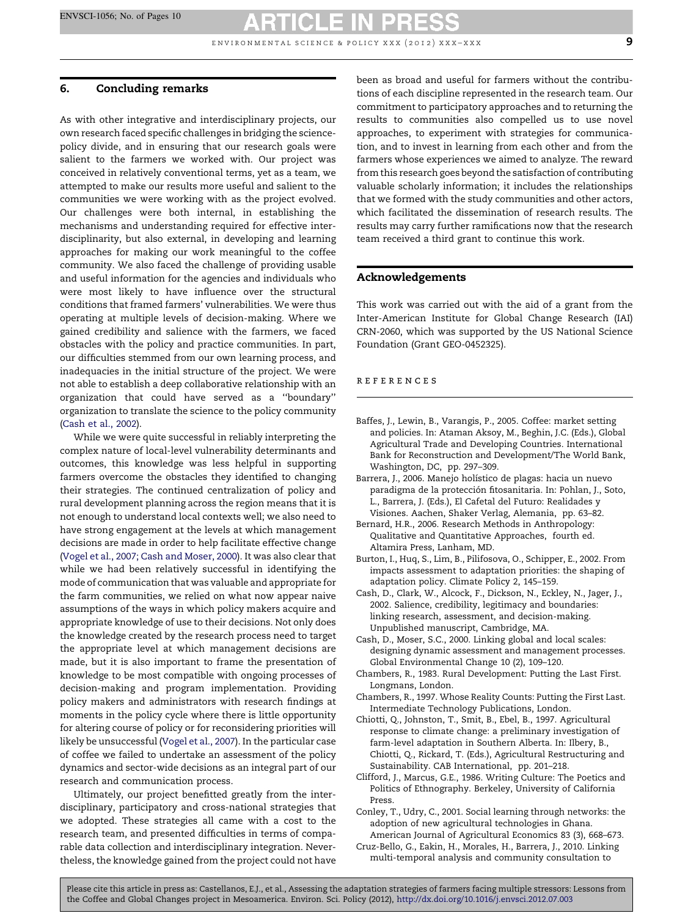## 6. Concluding remarks

As with other integrative and interdisciplinary projects, our own research faced specific challenges in bridging the science-policy divide, and in ensuring that our research goals were salient to the farmers we worked with. Our project was conceived in relatively conventional terms, yet as a team, we attempted to make our results more useful and salient to the communities we were working with as the project evolved. Our challenges were both internal, in establishing the mechanisms and understanding required for effective interdisciplinarity, but also external, in developing and learning approaches for making our work meaningful to the coffee community. We also faced the challenge of providing usable and useful information for the agencies and individuals who were most likely to have influence over the structural conditions that framed farmers' vulnerabilities. We were thus operating at multiple levels of decision-making. Where we gained credibility and salience with the farmers, we faced obstacles with the policy and practice communities. In part, our difficulties stemmed from our own learning process, and inadequacies in the initial structure of the project. We were not able to establish a deep collaborative relationship with an organization that could have served as a "boundary" organization to translate the science to the policy community (Cash et al., 2002).

While we were quite successful in reliably interpreting the complex nature of local-level vulnerability determinants and outcomes, this knowledge was less helpful in supporting farmers overcome the obstacles they identified to changing their strategies. The continued centralization of policy and rural development planning across the region means that it is not enough to understand local contexts well; we also need to have strong engagement at the levels at which management decisions are made in order to help facilitate effective change (Vogel et al., 2007; Cash and Moser, 2000). It was also clear that while we had been relatively successful in identifying the mode of communication that was valuable and appropriate for the farm communities, we relied on what now appear naive assumptions of the ways in which policy makers acquire and appropriate knowledge of use to their decisions. Not only does the knowledge created by the research process need to target the appropriate level at which management decisions are made, but it is also important to frame the presentation of knowledge to be most compatible with ongoing processes of decision-making and program implementation. Providing policy makers and administrators with research findings at moments in the policy cycle where there is little opportunity for altering course of policy or for reconsidering priorities will likely be unsuccessful (Vogel et al., 2007). In the particular case of coffee we failed to undertake an assessment of the policy dynamics and sector-wide decisions as an integral part of our research and communication process.

Ultimately, our project benefitted greatly from the interdisciplinary, participatory and cross-national strategies that we adopted. These strategies all came with a cost to the research team, and presented difficulties in terms of comparable data collection and interdisciplinary integration. Nevertheless, the knowledge gained from the project could not have been as broad and useful for farmers without the contributions of each discipline represented in the research team. Our commitment to participatory approaches and to returning the results to communities also compelled us to use novel approaches, to experiment with strategies for communication, and to invest in learning from each other and from the farmers whose experiences we aimed to analyze. The reward from this research goes beyond the satisfaction of contributing valuable scholarly information; it includes the relationships that we formed with the study communities and other actors, which facilitated the dissemination of research results. The results may carry further ramifications now that the research team received a third grant to continue this work.

## Acknowledgements

This work was carried out with the aid of a grant from the Inter-American Institute for Global Change Research (IAI) CRN-2060, which was supported by the US National Science Foundation (Grant GEO-0452325).

## References

Baffes, J., Lewin, B., Varangis, P., 2005. Coffee: market setting and policies. In: Ataman Aksoy, M., Beghin, J.C. (Eds.), Global Agricultural Trade and Developing Countries. International Bank for Reconstruction and Development/The World Bank, Washington, DC, pp. 297–309.

Barrera, J., 2006. Manejo holístico de plagas: hacia un nuevo paradigma de la protección fitosanitaria. In: Pohlan, J., Soto, L., Barrera, J. (Eds.), El Cafetal del Futuro: Realidades y Visiones. Aachen, Shaker Verlag, Alemania, pp. 63–82.

Bernard, H.R., 2006. Research Methods in Anthropology: Qualitative and Quantitative Approaches, fourth ed. Altamira Press, Lanham, MD.

Burton, I., Huq, S., Lim, B., Pilifosova, O., Schipper, E., 2002. From impacts assessment to adaptation priorities: the shaping of adaptation policy. Climate Policy 2, 145–159.

Cash, D., Clark, W., Alcock, F., Dickson, N., Eckley, N., Jager, J., 2002. Salience, credibility, legitimacy and boundaries: linking research, assessment, and decision-making. Unpublished manuscript, Cambridge, MA.

Cash, D., Moser, S.C., 2000. Linking global and local scales: designing dynamic assessment and management processes. Global Environmental Change 10 (2), 109–120.

Chambers, R., 1983. Rural Development: Putting the Last First. Longmans, London.

Chambers, R., 1997. Whose Reality Counts: Putting the First Last. Intermediate Technology Publications, London.

Chiotti, Q., Johnston, T., Smit, B., Ebel, B., 1997. Agricultural response to climate change: a preliminary investigation of farm-level adaptation in Southern Alberta. In: Ilbery, B., Chiotti, Q., Rickard, T. (Eds.), Agricultural Restructuring and Sustainability. CAB International, pp. 201–218.

Clifford, J., Marcus, G.E., 1986. Writing Culture: The Poetics and Politics of Ethnography. Berkeley, University of California Press.

Conley, T., Udry, C., 2001. Social learning through networks: the adoption of new agricultural technologies in Ghana. American Journal of Agricultural Economics 83 (3), 668–673.

Cruz-Bello, G., Eakin, H., Morales, H., Barrera, J., 2010. Linking multi-temporal analysis and community consultation to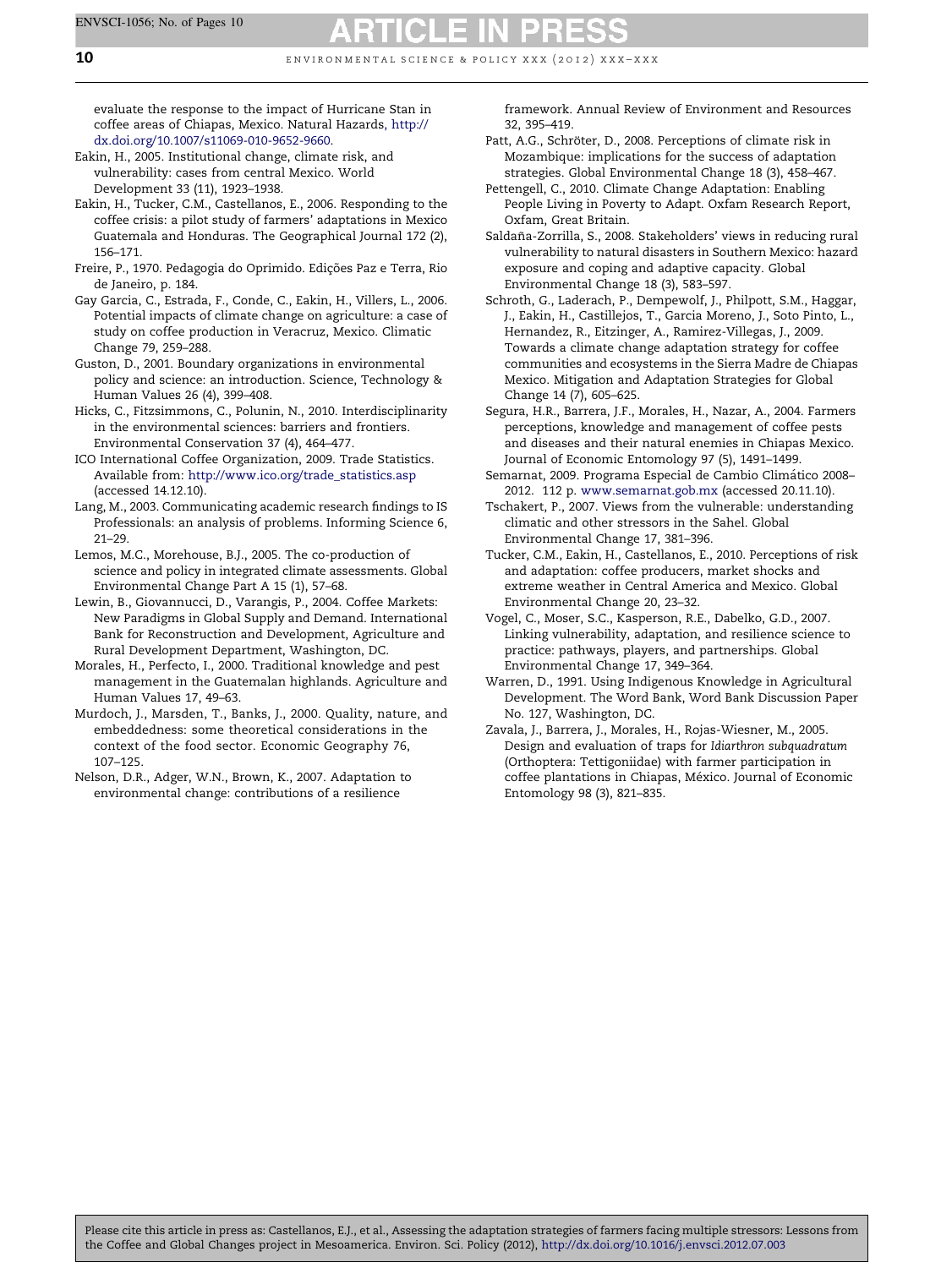evaluate the response to the impact of Hurricane Stan in coffee areas of Chiapas, Mexico. Natural Hazards, http://dx.doi.org/10.1007/s11069-010-9652-9660.

Eakin, H., 2005. Institutional change, climate risk, and vulnerability: cases from central Mexico. World Development 33 (11), 1923–1938.

Eakin, H., Tucker, C.M., Castellanos, E., 2006. Responding to the coffee crisis: a pilot study of farmers' adaptations in Mexico Guatemala and Honduras. The Geographical Journal 172 (2), 156–171.

Freire, P., 1970. Pedagogia do Oprimido. Edições Paz e Terra, Rio de Janeiro, p. 184.

Gay Garcia, C., Estrada, F., Conde, C., Eakin, H., Villers, L., 2006. Potential impacts of climate change on agriculture: a case of study on coffee production in Veracruz, Mexico. Climatic Change 79, 259–288.

Guston, D., 2001. Boundary organizations in environmental policy and science: an introduction. Science, Technology & Human Values 26 (4), 399–408.

Hicks, C., Fitzsimmons, C., Polunin, N., 2010. Interdisciplinarity in the environmental sciences: barriers and frontiers. Environmental Conservation 37 (4), 464–477.

ICO International Coffee Organization, 2009. Trade Statistics. Available from: http://www.ico.org/trade_statistics.asp (accessed 14.12.10).

Lang, M., 2003. Communicating academic research findings to IS Professionals: an analysis of problems. Informing Science 6, 21–29.

Lemos, M.C., Morehouse, B.J., 2005. The co-production of science and policy in integrated climate assessments. Global Environmental Change Part A 15 (1), 57–68.

Lewin, B., Giovannucci, D., Varangis, P., 2004. Coffee Markets: New Paradigms in Global Supply and Demand. International Bank for Reconstruction and Development, Agriculture and Rural Development Department, Washington, DC.

Morales, H., Perfecto, I., 2000. Traditional knowledge and pest management in the Guatemalan highlands. Agriculture and Human Values 17, 49–63.

Murdoch, J., Marsden, T., Banks, J., 2000. Quality, nature, and embeddedness: some theoretical considerations in the context of the food sector. Economic Geography 76, 107–125.

Nelson, D.R., Adger, W.N., Brown, K., 2007. Adaptation to environmental change: contributions of a resilience framework. Annual Review of Environment and Resources 32, 395–419.

Patt, A.G., Schröter, D., 2008. Perceptions of climate risk in Mozambique: implications for the success of adaptation strategies. Global Environmental Change 18 (3), 458–467.

Pettengell, C., 2010. Climate Change Adaptation: Enabling People Living in Poverty to Adapt. Oxfam Research Report, Oxfam, Great Britain.

Saldaña-Zorrilla, S., 2008. Stakeholders' views in reducing rural vulnerability to natural disasters in Southern Mexico: hazard exposure and coping and adaptive capacity. Global Environmental Change 18 (3), 583–597.

Schroth, G., Laderach, P., Dempewolf, J., Philpott, S.M., Haggar, J., Eakin, H., Castillejos, T., Garcia Moreno, J., Soto Pinto, L., Hernandez, R., Eitzinger, A., Ramirez-Villegas, J., 2009. Towards a climate change adaptation strategy for coffee communities and ecosystems in the Sierra Madre de Chiapas Mexico. Mitigation and Adaptation Strategies for Global Change 14 (7), 605–625.

Segura, H.R., Barrera, J.F., Morales, H., Nazar, A., 2004. Farmers perceptions, knowledge and management of coffee pests and diseases and their natural enemies in Chiapas Mexico. Journal of Economic Entomology 97 (5), 1491–1499.

Semarnat, 2009. Programa Especial de Cambio Climático 2008–2012. 112 p. www.semarnat.gob.mx (accessed 20.11.10).

Tschakert, P., 2007. Views from the vulnerable: understanding climatic and other stressors in the Sahel. Global Environmental Change 17, 381–396.

Tucker, C.M., Eakin, H., Castellanos, E., 2010. Perceptions of risk and adaptation: coffee producers, market shocks and extreme weather in Central America and Mexico. Global Environmental Change 20, 23–32.

Vogel, C., Moser, S.C., Kasperson, R.E., Dabelko, G.D., 2007. Linking vulnerability, adaptation, and resilience science to practice: pathways, players, and partnerships. Global Environmental Change 17, 349–364.

Warren, D., 1991. Using Indigenous Knowledge in Agricultural Development. The Word Bank, Word Bank Discussion Paper No. 127, Washington, DC.

Zavala, J., Barrera, J., Morales, H., Rojas-Wiesner, M., 2005. Design and evaluation of traps for *Idiarthron subquadratum* (Orthoptera: Tettigoniidae) with farmer participation in coffee plantations in Chiapas, México. Journal of Economic Entomology 98 (3), 821–835.

Please cite this article in press as: Castellanos, E.J., et al., Assessing the adaptation strategies of farmers facing multiple stressors: Lessons from the Coffee and Global Changes project in Mesoamerica. Environ. Sci. Policy (2012), http://dx.doi.org/10.1016/j.envsci.2012.07.003